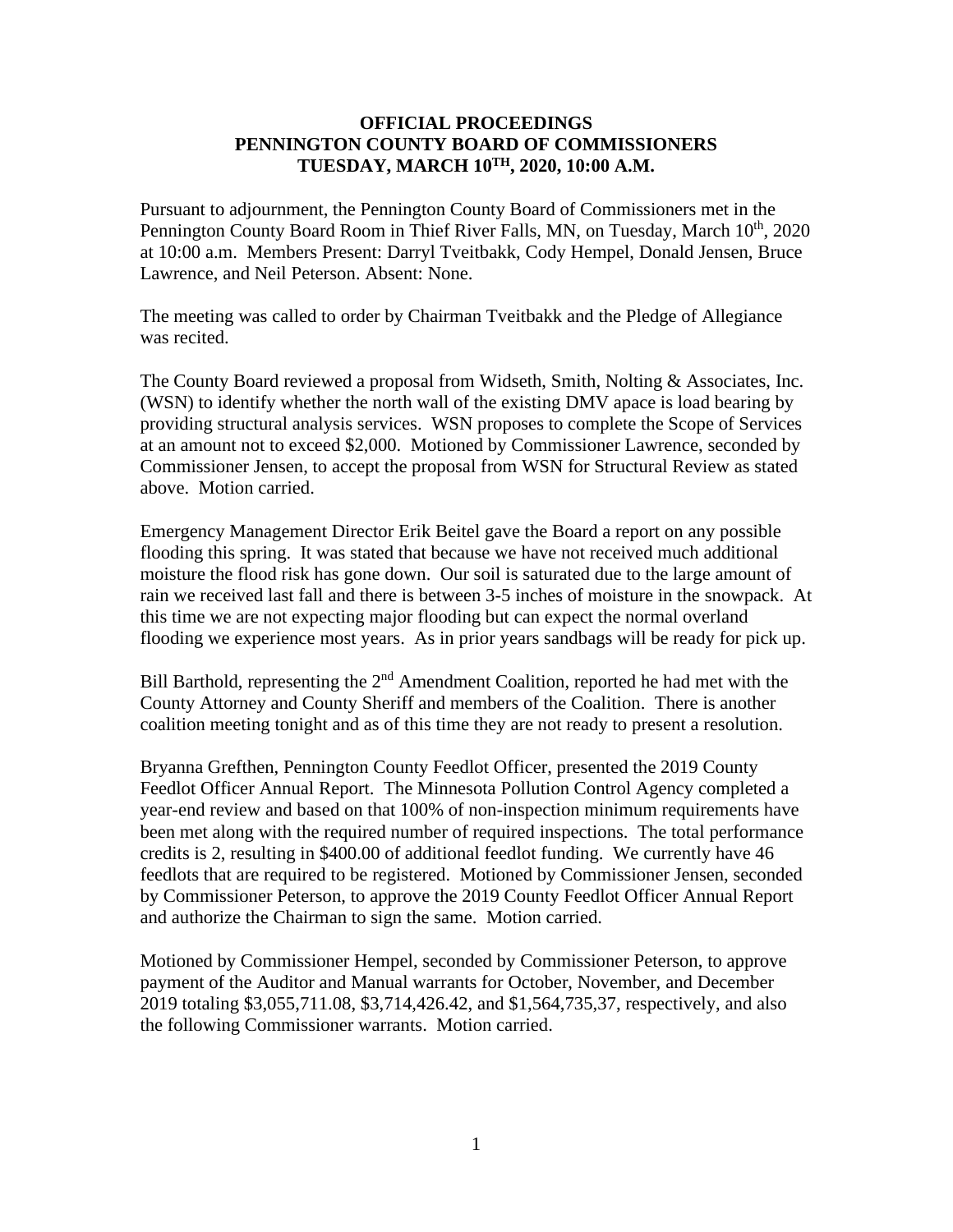**OFFICIAL PROCEEDINGS**
**PENNINGTON COUNTY BOARD OF COMMISSIONERS**
**TUESDAY, MARCH 10TH, 2020, 10:00 A.M.**

Pursuant to adjournment, the Pennington County Board of Commissioners met in the Pennington County Board Room in Thief River Falls, MN, on Tuesday, March 10th, 2020 at 10:00 a.m. Members Present: Darryl Tveitbakk, Cody Hempel, Donald Jensen, Bruce Lawrence, and Neil Peterson. Absent: None.

The meeting was called to order by Chairman Tveitbakk and the Pledge of Allegiance was recited.

The County Board reviewed a proposal from Widseth, Smith, Nolting & Associates, Inc. (WSN) to identify whether the north wall of the existing DMV apace is load bearing by providing structural analysis services. WSN proposes to complete the Scope of Services at an amount not to exceed $2,000. Motioned by Commissioner Lawrence, seconded by Commissioner Jensen, to accept the proposal from WSN for Structural Review as stated above. Motion carried.

Emergency Management Director Erik Beitel gave the Board a report on any possible flooding this spring. It was stated that because we have not received much additional moisture the flood risk has gone down. Our soil is saturated due to the large amount of rain we received last fall and there is between 3-5 inches of moisture in the snowpack. At this time we are not expecting major flooding but can expect the normal overland flooding we experience most years. As in prior years sandbags will be ready for pick up.

Bill Barthold, representing the 2nd Amendment Coalition, reported he had met with the County Attorney and County Sheriff and members of the Coalition. There is another coalition meeting tonight and as of this time they are not ready to present a resolution.

Bryanna Grefthen, Pennington County Feedlot Officer, presented the 2019 County Feedlot Officer Annual Report. The Minnesota Pollution Control Agency completed a year-end review and based on that 100% of non-inspection minimum requirements have been met along with the required number of required inspections. The total performance credits is 2, resulting in $400.00 of additional feedlot funding. We currently have 46 feedlots that are required to be registered. Motioned by Commissioner Jensen, seconded by Commissioner Peterson, to approve the 2019 County Feedlot Officer Annual Report and authorize the Chairman to sign the same. Motion carried.

Motioned by Commissioner Hempel, seconded by Commissioner Peterson, to approve payment of the Auditor and Manual warrants for October, November, and December 2019 totaling $3,055,711.08, $3,714,426.42, and $1,564,735,37, respectively, and also the following Commissioner warrants. Motion carried.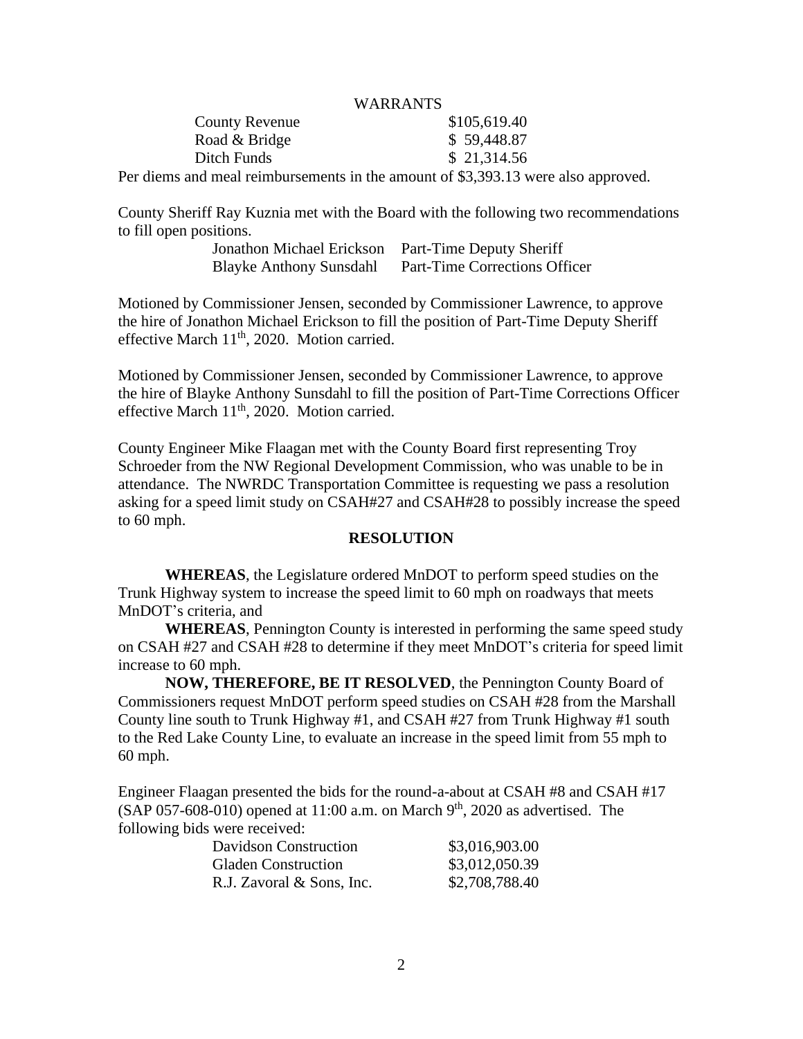WARRANTS

| | |
|---|---|
| County Revenue | $105,619.40 |
| Road & Bridge | $ 59,448.87 |
| Ditch Funds | $ 21,314.56 |

Per diems and meal reimbursements in the amount of $3,393.13 were also approved.

County Sheriff Ray Kuznia met with the Board with the following two recommendations to fill open positions.

| | |
|---|---|
| Jonathon Michael Erickson | Part-Time Deputy Sheriff |
| Blayke Anthony Sunsdahl | Part-Time Corrections Officer |

Motioned by Commissioner Jensen, seconded by Commissioner Lawrence, to approve the hire of Jonathon Michael Erickson to fill the position of Part-Time Deputy Sheriff effective March 11th, 2020. Motion carried.

Motioned by Commissioner Jensen, seconded by Commissioner Lawrence, to approve the hire of Blayke Anthony Sunsdahl to fill the position of Part-Time Corrections Officer effective March 11th, 2020. Motion carried.

County Engineer Mike Flaagan met with the County Board first representing Troy Schroeder from the NW Regional Development Commission, who was unable to be in attendance. The NWRDC Transportation Committee is requesting we pass a resolution asking for a speed limit study on CSAH#27 and CSAH#28 to possibly increase the speed to 60 mph.

**RESOLUTION**

**WHEREAS**, the Legislature ordered MnDOT to perform speed studies on the Trunk Highway system to increase the speed limit to 60 mph on roadways that meets MnDOT's criteria, and

**WHEREAS**, Pennington County is interested in performing the same speed study on CSAH #27 and CSAH #28 to determine if they meet MnDOT's criteria for speed limit increase to 60 mph.

**NOW, THEREFORE, BE IT RESOLVED**, the Pennington County Board of Commissioners request MnDOT perform speed studies on CSAH #28 from the Marshall County line south to Trunk Highway #1, and CSAH #27 from Trunk Highway #1 south to the Red Lake County Line, to evaluate an increase in the speed limit from 55 mph to 60 mph.

Engineer Flaagan presented the bids for the round-a-about at CSAH #8 and CSAH #17 (SAP 057-608-010) opened at 11:00 a.m. on March 9th, 2020 as advertised. The following bids were received:

| | |
|---|---|
| Davidson Construction | $3,016,903.00 |
| Gladen Construction | $3,012,050.39 |
| R.J. Zavoral & Sons, Inc. | $2,708,788.40 |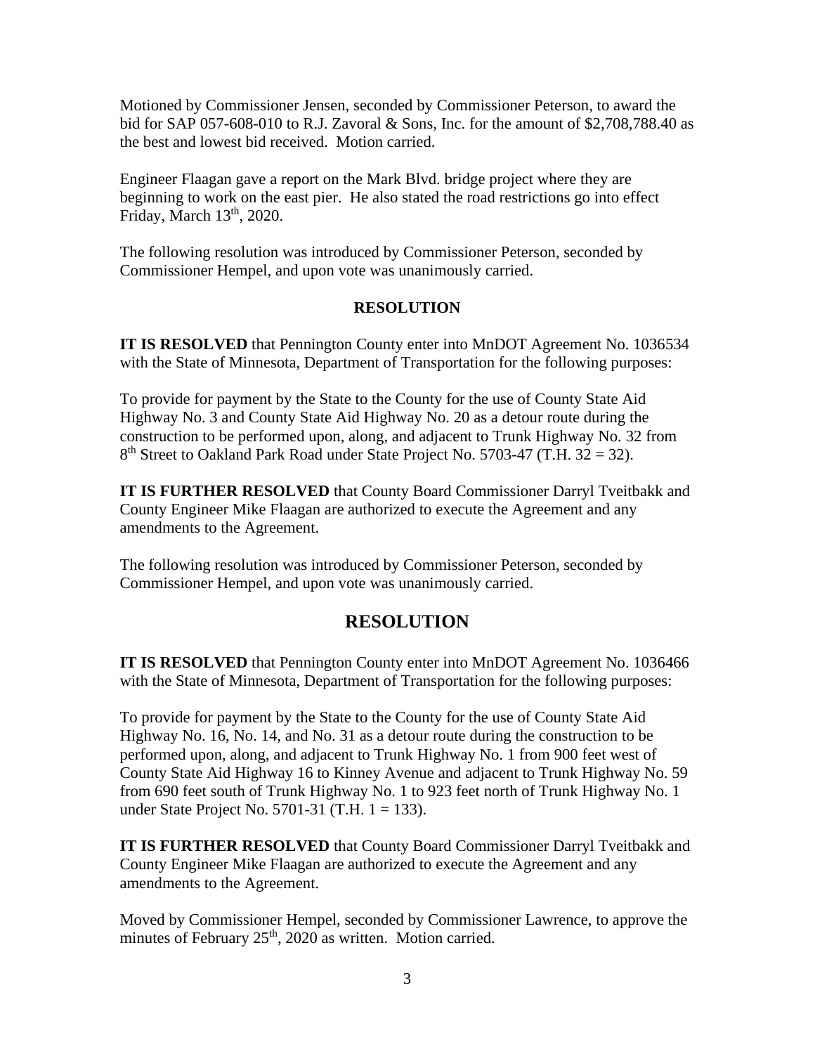Motioned by Commissioner Jensen, seconded by Commissioner Peterson, to award the bid for SAP 057-608-010 to R.J. Zavoral & Sons, Inc. for the amount of $2,708,788.40 as the best and lowest bid received. Motion carried.

Engineer Flaagan gave a report on the Mark Blvd. bridge project where they are beginning to work on the east pier. He also stated the road restrictions go into effect Friday, March 13th, 2020.

The following resolution was introduced by Commissioner Peterson, seconded by Commissioner Hempel, and upon vote was unanimously carried.

**RESOLUTION**

**IT IS RESOLVED** that Pennington County enter into MnDOT Agreement No. 1036534 with the State of Minnesota, Department of Transportation for the following purposes:

To provide for payment by the State to the County for the use of County State Aid Highway No. 3 and County State Aid Highway No. 20 as a detour route during the construction to be performed upon, along, and adjacent to Trunk Highway No. 32 from 8th Street to Oakland Park Road under State Project No. 5703-47 (T.H. 32 = 32).

**IT IS FURTHER RESOLVED** that County Board Commissioner Darryl Tveitbakk and County Engineer Mike Flaagan are authorized to execute the Agreement and any amendments to the Agreement.

The following resolution was introduced by Commissioner Peterson, seconded by Commissioner Hempel, and upon vote was unanimously carried.

## RESOLUTION

**IT IS RESOLVED** that Pennington County enter into MnDOT Agreement No. 1036466 with the State of Minnesota, Department of Transportation for the following purposes:

To provide for payment by the State to the County for the use of County State Aid Highway No. 16, No. 14, and No. 31 as a detour route during the construction to be performed upon, along, and adjacent to Trunk Highway No. 1 from 900 feet west of County State Aid Highway 16 to Kinney Avenue and adjacent to Trunk Highway No. 59 from 690 feet south of Trunk Highway No. 1 to 923 feet north of Trunk Highway No. 1 under State Project No. 5701-31 (T.H. 1 = 133).

**IT IS FURTHER RESOLVED** that County Board Commissioner Darryl Tveitbakk and County Engineer Mike Flaagan are authorized to execute the Agreement and any amendments to the Agreement.

Moved by Commissioner Hempel, seconded by Commissioner Lawrence, to approve the minutes of February 25th, 2020 as written. Motion carried.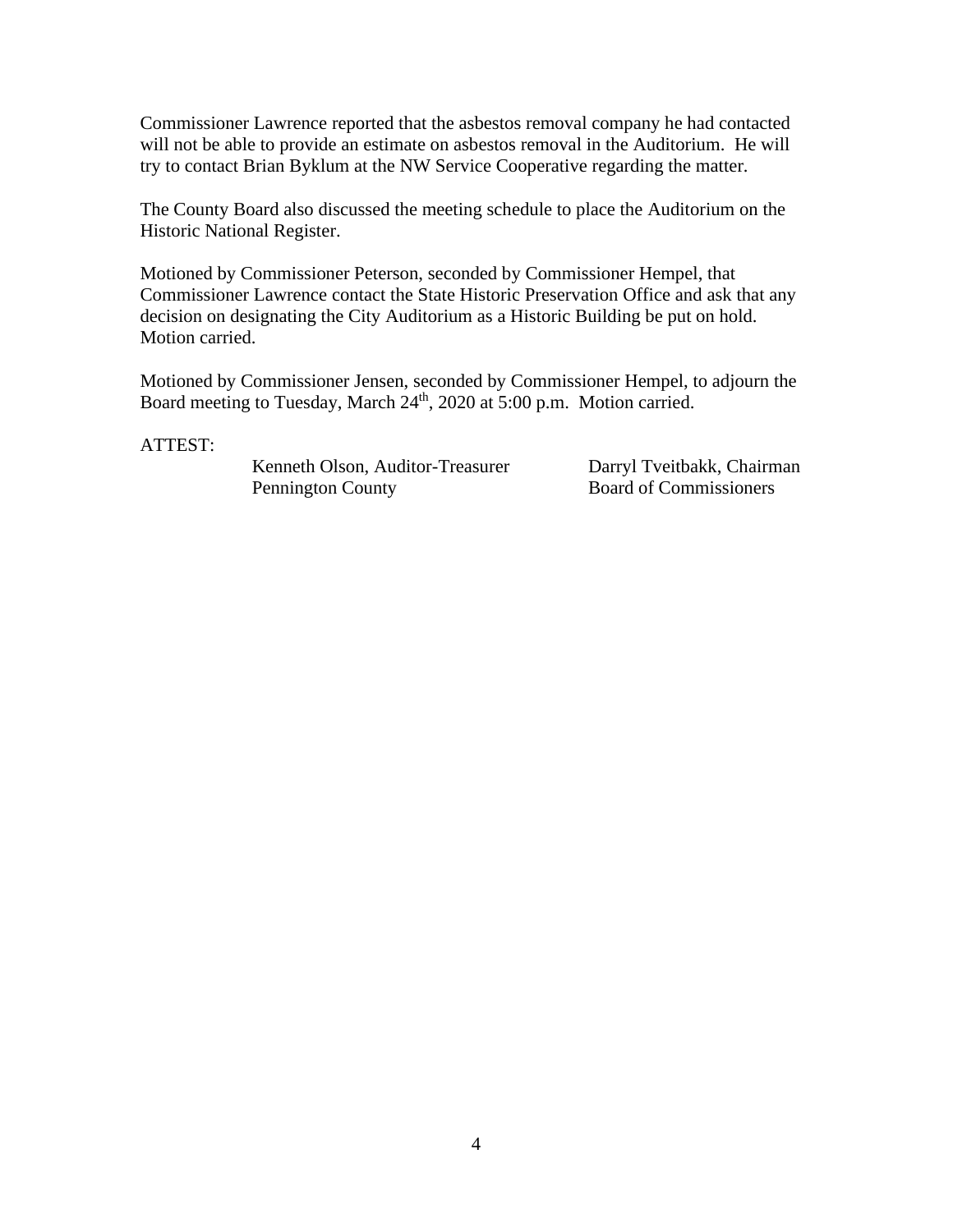Commissioner Lawrence reported that the asbestos removal company he had contacted will not be able to provide an estimate on asbestos removal in the Auditorium. He will try to contact Brian Byklum at the NW Service Cooperative regarding the matter.

The County Board also discussed the meeting schedule to place the Auditorium on the Historic National Register.

Motioned by Commissioner Peterson, seconded by Commissioner Hempel, that Commissioner Lawrence contact the State Historic Preservation Office and ask that any decision on designating the City Auditorium as a Historic Building be put on hold. Motion carried.

Motioned by Commissioner Jensen, seconded by Commissioner Hempel, to adjourn the Board meeting to Tuesday, March 24th, 2020 at 5:00 p.m. Motion carried.

ATTEST:

Kenneth Olson, Auditor-Treasurer
Pennington County

Darryl Tveitbakk, Chairman
Board of Commissioners